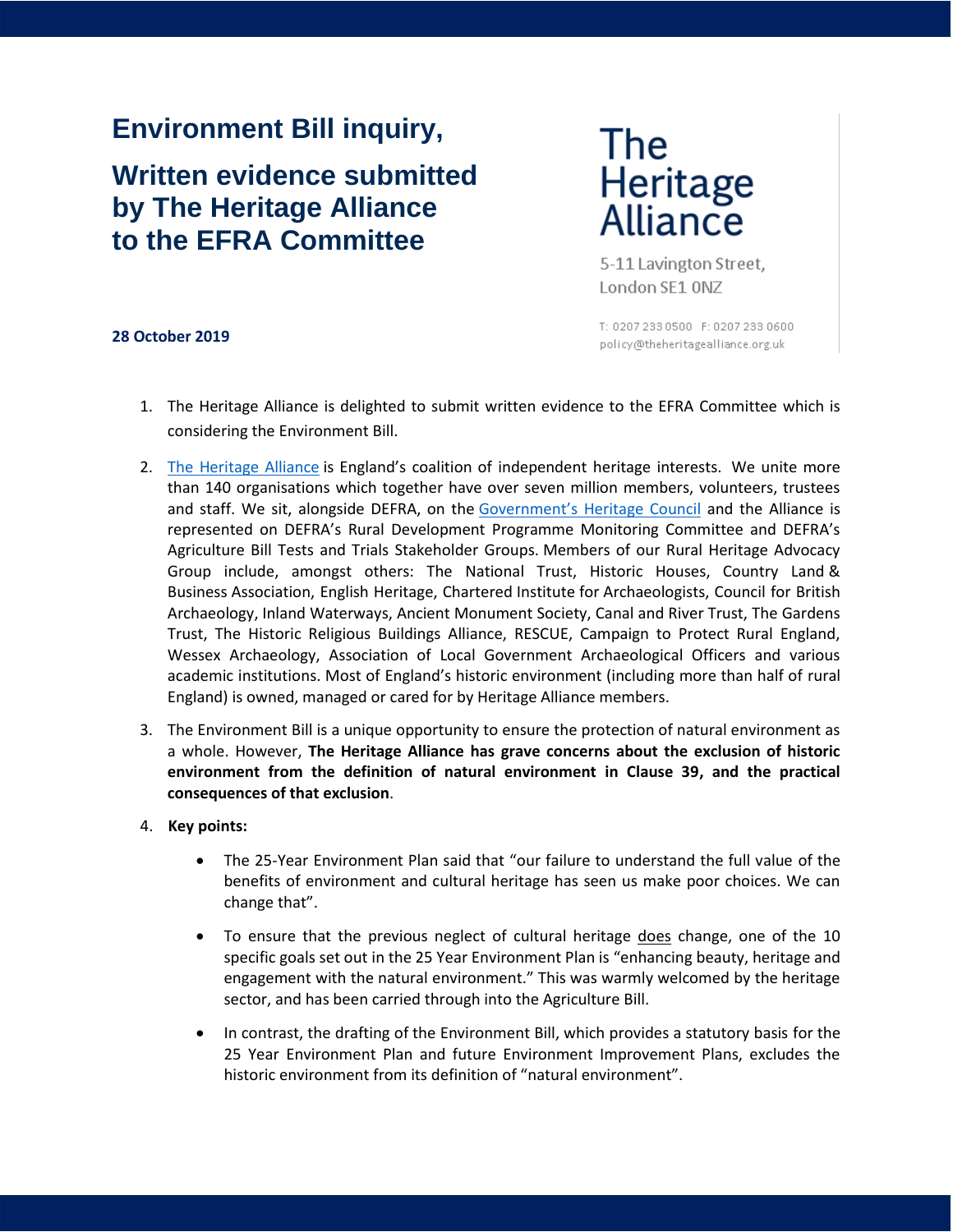# Environment Bill inquiry,

## Written evidence submitted by The Heritage Alliance to the EFRA Committee

The Heritage Alliance

5-11 Lavington Street,
London SE1 0NZ

T: 0207 233 0500 F: 0207 233 0600
policy@theheritagealliance.org.uk

**28 October 2019**

1. The Heritage Alliance is delighted to submit written evidence to the EFRA Committee which is considering the Environment Bill.

2. The Heritage Alliance is England's coalition of independent heritage interests. We unite more than 140 organisations which together have over seven million members, volunteers, trustees and staff. We sit, alongside DEFRA, on the Government's Heritage Council and the Alliance is represented on DEFRA's Rural Development Programme Monitoring Committee and DEFRA's Agriculture Bill Tests and Trials Stakeholder Groups. Members of our Rural Heritage Advocacy Group include, amongst others: The National Trust, Historic Houses, Country Land & Business Association, English Heritage, Chartered Institute for Archaeologists, Council for British Archaeology, Inland Waterways, Ancient Monument Society, Canal and River Trust, The Gardens Trust, The Historic Religious Buildings Alliance, RESCUE, Campaign to Protect Rural England, Wessex Archaeology, Association of Local Government Archaeological Officers and various academic institutions. Most of England's historic environment (including more than half of rural England) is owned, managed or cared for by Heritage Alliance members.

3. The Environment Bill is a unique opportunity to ensure the protection of natural environment as a whole. However, **The Heritage Alliance has grave concerns about the exclusion of historic environment from the definition of natural environment in Clause 39, and the practical consequences of that exclusion**.

4. **Key points:**

   - The 25-Year Environment Plan said that "our failure to understand the full value of the benefits of environment and cultural heritage has seen us make poor choices. We can change that".

   - To ensure that the previous neglect of cultural heritage does change, one of the 10 specific goals set out in the 25 Year Environment Plan is "enhancing beauty, heritage and engagement with the natural environment." This was warmly welcomed by the heritage sector, and has been carried through into the Agriculture Bill.

   - In contrast, the drafting of the Environment Bill, which provides a statutory basis for the 25 Year Environment Plan and future Environment Improvement Plans, excludes the historic environment from its definition of "natural environment".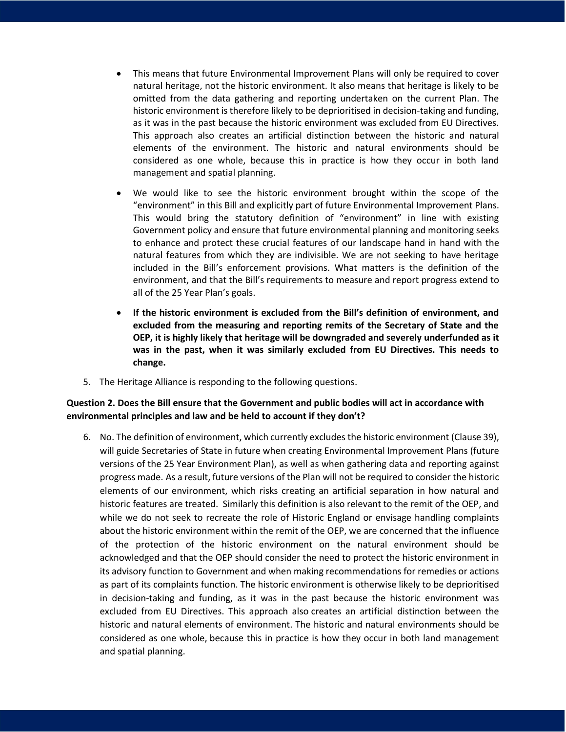- This means that future Environmental Improvement Plans will only be required to cover natural heritage, not the historic environment. It also means that heritage is likely to be omitted from the data gathering and reporting undertaken on the current Plan. The historic environment is therefore likely to be deprioritised in decision-taking and funding, as it was in the past because the historic environment was excluded from EU Directives. This approach also creates an artificial distinction between the historic and natural elements of the environment. The historic and natural environments should be considered as one whole, because this in practice is how they occur in both land management and spatial planning.

- We would like to see the historic environment brought within the scope of the "environment" in this Bill and explicitly part of future Environmental Improvement Plans. This would bring the statutory definition of "environment" in line with existing Government policy and ensure that future environmental planning and monitoring seeks to enhance and protect these crucial features of our landscape hand in hand with the natural features from which they are indivisible. We are not seeking to have heritage included in the Bill's enforcement provisions. What matters is the definition of the environment, and that the Bill's requirements to measure and report progress extend to all of the 25 Year Plan's goals.

- **If the historic environment is excluded from the Bill's definition of environment, and excluded from the measuring and reporting remits of the Secretary of State and the OEP, it is highly likely that heritage will be downgraded and severely underfunded as it was in the past, when it was similarly excluded from EU Directives. This needs to change.**

5. The Heritage Alliance is responding to the following questions.

**Question 2. Does the Bill ensure that the Government and public bodies will act in accordance with environmental principles and law and be held to account if they don't?**

6. No. The definition of environment, which currently excludes the historic environment (Clause 39), will guide Secretaries of State in future when creating Environmental Improvement Plans (future versions of the 25 Year Environment Plan), as well as when gathering data and reporting against progress made. As a result, future versions of the Plan will not be required to consider the historic elements of our environment, which risks creating an artificial separation in how natural and historic features are treated. Similarly this definition is also relevant to the remit of the OEP, and while we do not seek to recreate the role of Historic England or envisage handling complaints about the historic environment within the remit of the OEP, we are concerned that the influence of the protection of the historic environment on the natural environment should be acknowledged and that the OEP should consider the need to protect the historic environment in its advisory function to Government and when making recommendations for remedies or actions as part of its complaints function. The historic environment is otherwise likely to be deprioritised in decision-taking and funding, as it was in the past because the historic environment was excluded from EU Directives. This approach also creates an artificial distinction between the historic and natural elements of environment. The historic and natural environments should be considered as one whole, because this in practice is how they occur in both land management and spatial planning.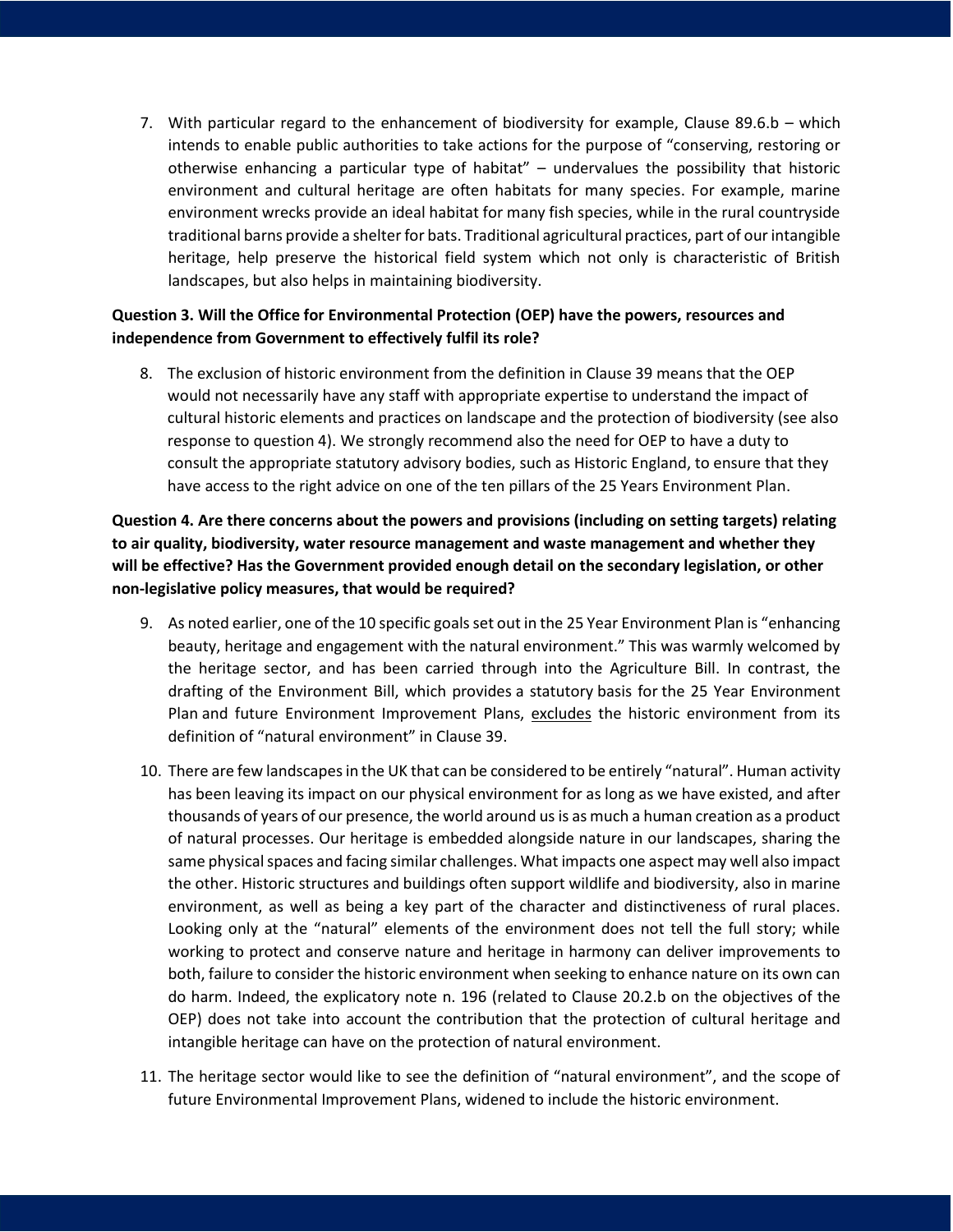7. With particular regard to the enhancement of biodiversity for example, Clause 89.6.b – which intends to enable public authorities to take actions for the purpose of "conserving, restoring or otherwise enhancing a particular type of habitat" – undervalues the possibility that historic environment and cultural heritage are often habitats for many species. For example, marine environment wrecks provide an ideal habitat for many fish species, while in the rural countryside traditional barns provide a shelter for bats. Traditional agricultural practices, part of our intangible heritage, help preserve the historical field system which not only is characteristic of British landscapes, but also helps in maintaining biodiversity.

**Question 3. Will the Office for Environmental Protection (OEP) have the powers, resources and independence from Government to effectively fulfil its role?**

8. The exclusion of historic environment from the definition in Clause 39 means that the OEP would not necessarily have any staff with appropriate expertise to understand the impact of cultural historic elements and practices on landscape and the protection of biodiversity (see also response to question 4). We strongly recommend also the need for OEP to have a duty to consult the appropriate statutory advisory bodies, such as Historic England, to ensure that they have access to the right advice on one of the ten pillars of the 25 Years Environment Plan.

**Question 4. Are there concerns about the powers and provisions (including on setting targets) relating to air quality, biodiversity, water resource management and waste management and whether they will be effective? Has the Government provided enough detail on the secondary legislation, or other non-legislative policy measures, that would be required?**

9. As noted earlier, one of the 10 specific goals set out in the 25 Year Environment Plan is "enhancing beauty, heritage and engagement with the natural environment." This was warmly welcomed by the heritage sector, and has been carried through into the Agriculture Bill. In contrast, the drafting of the Environment Bill, which provides a statutory basis for the 25 Year Environment Plan and future Environment Improvement Plans, <u>excludes</u> the historic environment from its definition of "natural environment" in Clause 39.

10. There are few landscapes in the UK that can be considered to be entirely "natural". Human activity has been leaving its impact on our physical environment for as long as we have existed, and after thousands of years of our presence, the world around us is as much a human creation as a product of natural processes. Our heritage is embedded alongside nature in our landscapes, sharing the same physical spaces and facing similar challenges. What impacts one aspect may well also impact the other. Historic structures and buildings often support wildlife and biodiversity, also in marine environment, as well as being a key part of the character and distinctiveness of rural places. Looking only at the "natural" elements of the environment does not tell the full story; while working to protect and conserve nature and heritage in harmony can deliver improvements to both, failure to consider the historic environment when seeking to enhance nature on its own can do harm. Indeed, the explicatory note n. 196 (related to Clause 20.2.b on the objectives of the OEP) does not take into account the contribution that the protection of cultural heritage and intangible heritage can have on the protection of natural environment.

11. The heritage sector would like to see the definition of "natural environment", and the scope of future Environmental Improvement Plans, widened to include the historic environment.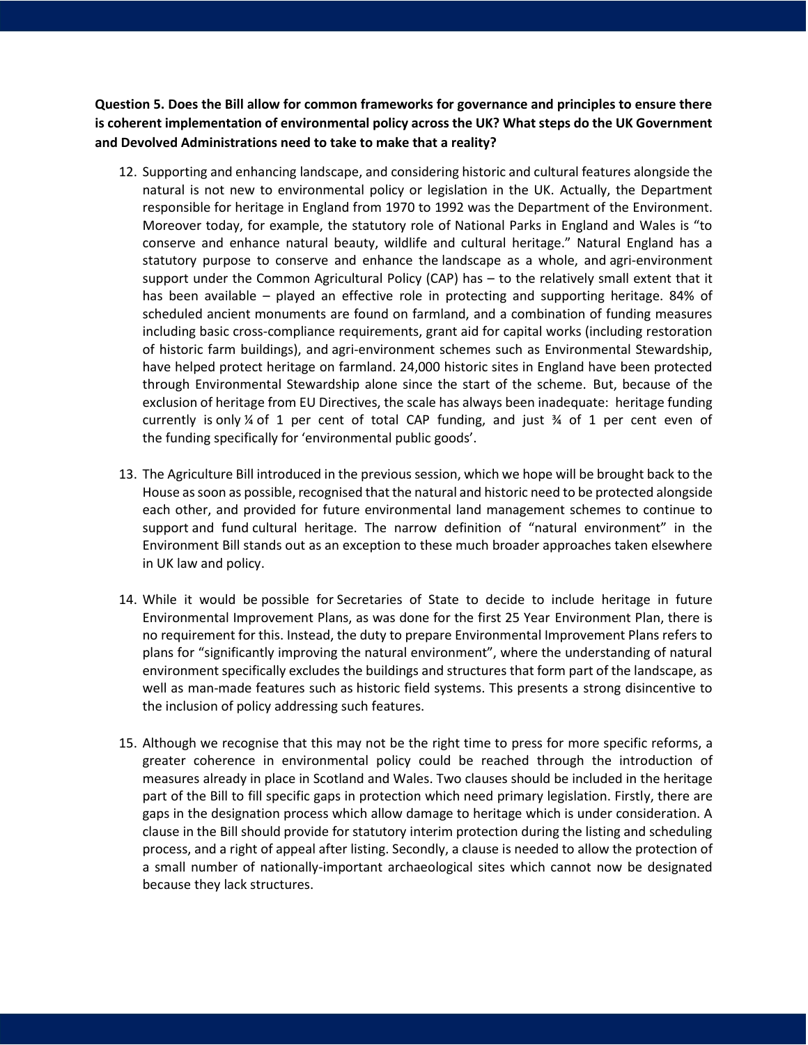**Question 5. Does the Bill allow for common frameworks for governance and principles to ensure there is coherent implementation of environmental policy across the UK? What steps do the UK Government and Devolved Administrations need to take to make that a reality?**

12. Supporting and enhancing landscape, and considering historic and cultural features alongside the natural is not new to environmental policy or legislation in the UK. Actually, the Department responsible for heritage in England from 1970 to 1992 was the Department of the Environment. Moreover today, for example, the statutory role of National Parks in England and Wales is "to conserve and enhance natural beauty, wildlife and cultural heritage." Natural England has a statutory purpose to conserve and enhance the landscape as a whole, and agri-environment support under the Common Agricultural Policy (CAP) has – to the relatively small extent that it has been available – played an effective role in protecting and supporting heritage. 84% of scheduled ancient monuments are found on farmland, and a combination of funding measures including basic cross-compliance requirements, grant aid for capital works (including restoration of historic farm buildings), and agri-environment schemes such as Environmental Stewardship, have helped protect heritage on farmland. 24,000 historic sites in England have been protected through Environmental Stewardship alone since the start of the scheme. But, because of the exclusion of heritage from EU Directives, the scale has always been inadequate: heritage funding currently is only ¼ of 1 per cent of total CAP funding, and just ¾ of 1 per cent even of the funding specifically for 'environmental public goods'.

13. The Agriculture Bill introduced in the previous session, which we hope will be brought back to the House as soon as possible, recognised that the natural and historic need to be protected alongside each other, and provided for future environmental land management schemes to continue to support and fund cultural heritage. The narrow definition of "natural environment" in the Environment Bill stands out as an exception to these much broader approaches taken elsewhere in UK law and policy.

14. While it would be possible for Secretaries of State to decide to include heritage in future Environmental Improvement Plans, as was done for the first 25 Year Environment Plan, there is no requirement for this. Instead, the duty to prepare Environmental Improvement Plans refers to plans for "significantly improving the natural environment", where the understanding of natural environment specifically excludes the buildings and structures that form part of the landscape, as well as man-made features such as historic field systems. This presents a strong disincentive to the inclusion of policy addressing such features.

15. Although we recognise that this may not be the right time to press for more specific reforms, a greater coherence in environmental policy could be reached through the introduction of measures already in place in Scotland and Wales. Two clauses should be included in the heritage part of the Bill to fill specific gaps in protection which need primary legislation. Firstly, there are gaps in the designation process which allow damage to heritage which is under consideration. A clause in the Bill should provide for statutory interim protection during the listing and scheduling process, and a right of appeal after listing. Secondly, a clause is needed to allow the protection of a small number of nationally-important archaeological sites which cannot now be designated because they lack structures.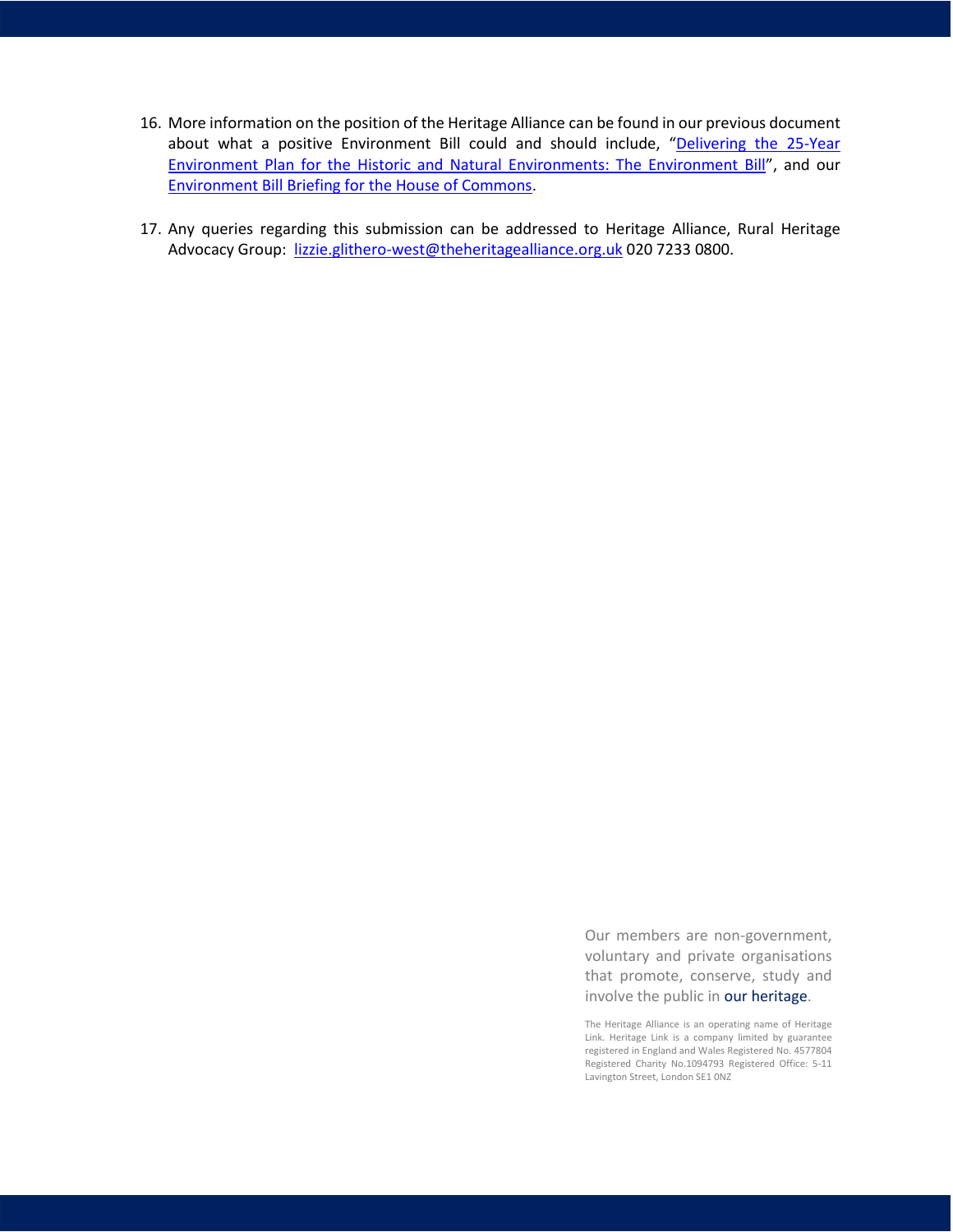16. More information on the position of the Heritage Alliance can be found in our previous document about what a positive Environment Bill could and should include, "Delivering the 25-Year Environment Plan for the Historic and Natural Environments: The Environment Bill", and our Environment Bill Briefing for the House of Commons.

17. Any queries regarding this submission can be addressed to Heritage Alliance, Rural Heritage Advocacy Group: lizzie.glithero-west@theheritagealliance.org.uk 020 7233 0800.

Our members are non-government, voluntary and private organisations that promote, conserve, study and involve the public in our heritage.

The Heritage Alliance is an operating name of Heritage Link. Heritage Link is a company limited by guarantee registered in England and Wales Registered No. 4577804 Registered Charity No.1094793 Registered Office: 5-11 Lavington Street, London SE1 0NZ